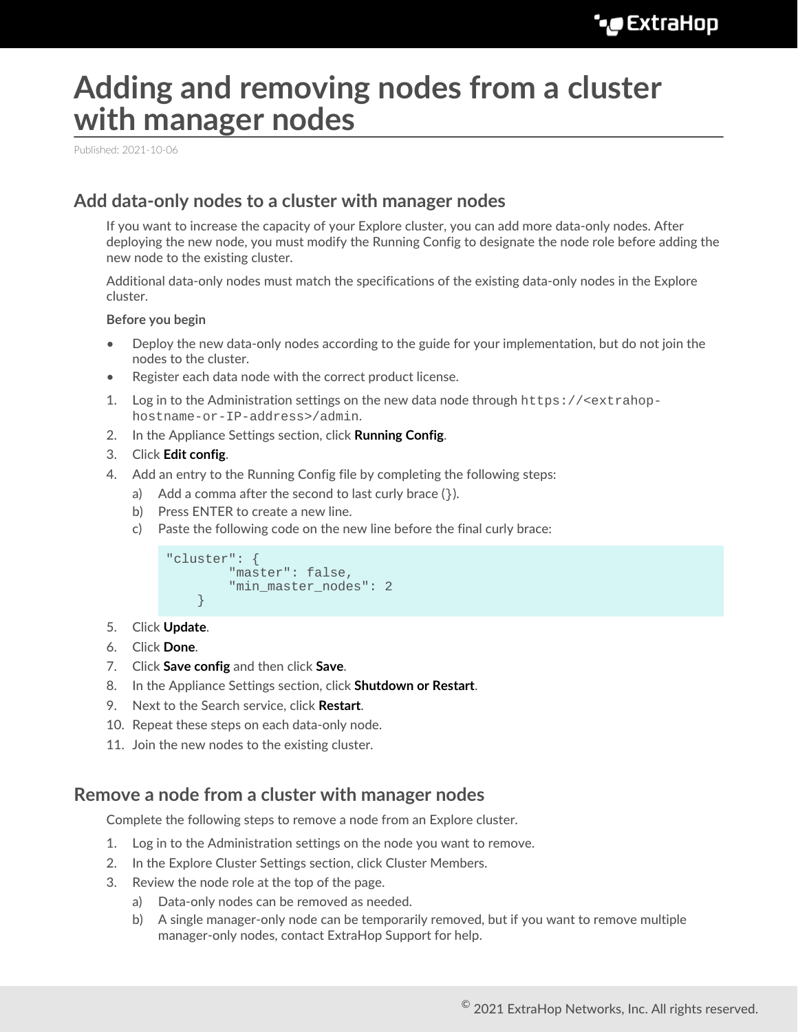# Adding and removing nodes from a cluster with manager nodes

Published: 2021-10-06

## Add data-only nodes to a cluster with manager nodes

If you want to increase the capacity of your Explore cluster, you can add more data-only nodes. After deploying the new node, you must modify the Running Config to designate the node role before adding the new node to the existing cluster.

Additional data-only nodes must match the specifications of the existing data-only nodes in the Explore cluster.

**Before you begin**

- Deploy the new data-only nodes according to the guide for your implementation, but do not join the nodes to the cluster.
- Register each data node with the correct product license.

1. Log in to the Administration settings on the new data node through `https://<extrahop-hostname-or-IP-address>/admin`.
2. In the Appliance Settings section, click **Running Config**.
3. Click **Edit config**.
4. Add an entry to the Running Config file by completing the following steps:
   a) Add a comma after the second to last curly brace (}).
   b) Press ENTER to create a new line.
   c) Paste the following code on the new line before the final curly brace:

   ```
   "cluster": {
           "master": false,
           "min_master_nodes": 2
       }
   ```

5. Click **Update**.
6. Click **Done**.
7. Click **Save config** and then click **Save**.
8. In the Appliance Settings section, click **Shutdown or Restart**.
9. Next to the Search service, click **Restart**.
10. Repeat these steps on each data-only node.
11. Join the new nodes to the existing cluster.

## Remove a node from a cluster with manager nodes

Complete the following steps to remove a node from an Explore cluster.

1. Log in to the Administration settings on the node you want to remove.
2. In the Explore Cluster Settings section, click Cluster Members.
3. Review the node role at the top of the page.
   a) Data-only nodes can be removed as needed.
   b) A single manager-only node can be temporarily removed, but if you want to remove multiple manager-only nodes, contact ExtraHop Support for help.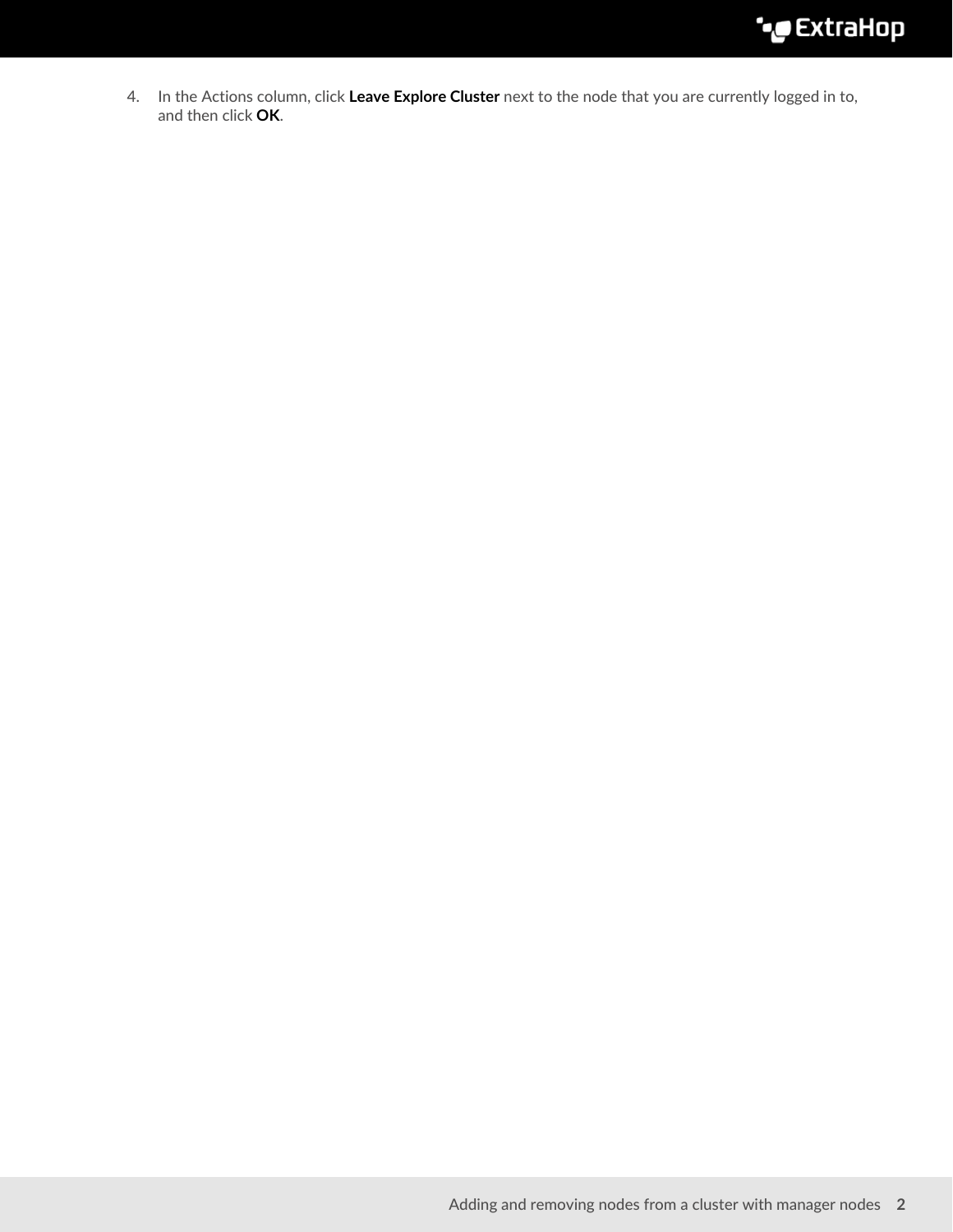4. In the Actions column, click **Leave Explore Cluster** next to the node that you are currently logged in to, and then click **OK**.